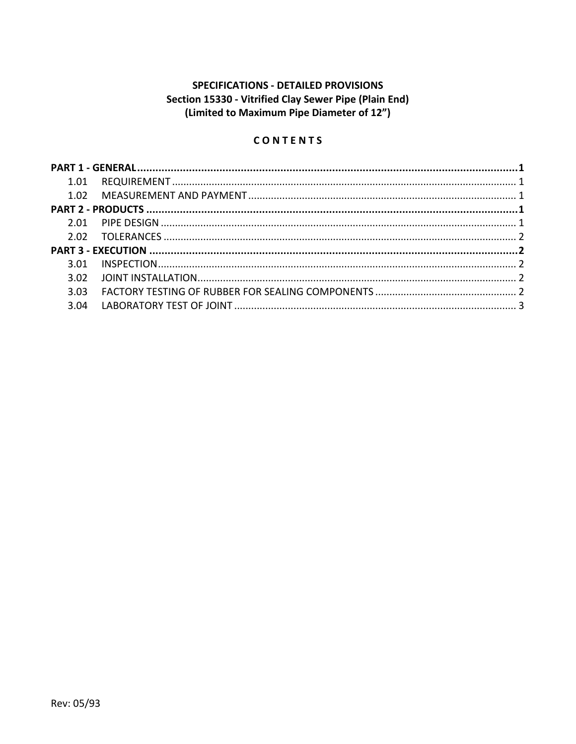**SPECIFICATIONS - DETAILED PROVISIONS**
**Section 15330 - Vitrified Clay Sewer Pipe (Plain End)**
**(Limited to Maximum Pipe Diameter of 12")**

**C O N T E N T S**

**PART 1 - GENERAL** ........................................................................................................................ **1**
- 1.01 REQUIREMENT ........................................................................................................................ 1
- 1.02 MEASUREMENT AND PAYMENT ............................................................................................. 1

**PART 2 - PRODUCTS** ...................................................................................................................... **1**
- 2.01 PIPE DESIGN ............................................................................................................................ 1
- 2.02 TOLERANCES ........................................................................................................................... 2

**PART 3 - EXECUTION** ..................................................................................................................... **2**
- 3.01 INSPECTION ............................................................................................................................. 2
- 3.02 JOINT INSTALLATION ............................................................................................................... 2
- 3.03 FACTORY TESTING OF RUBBER FOR SEALING COMPONENTS ................................................. 2
- 3.04 LABORATORY TEST OF JOINT .................................................................................................. 3

Rev: 05/93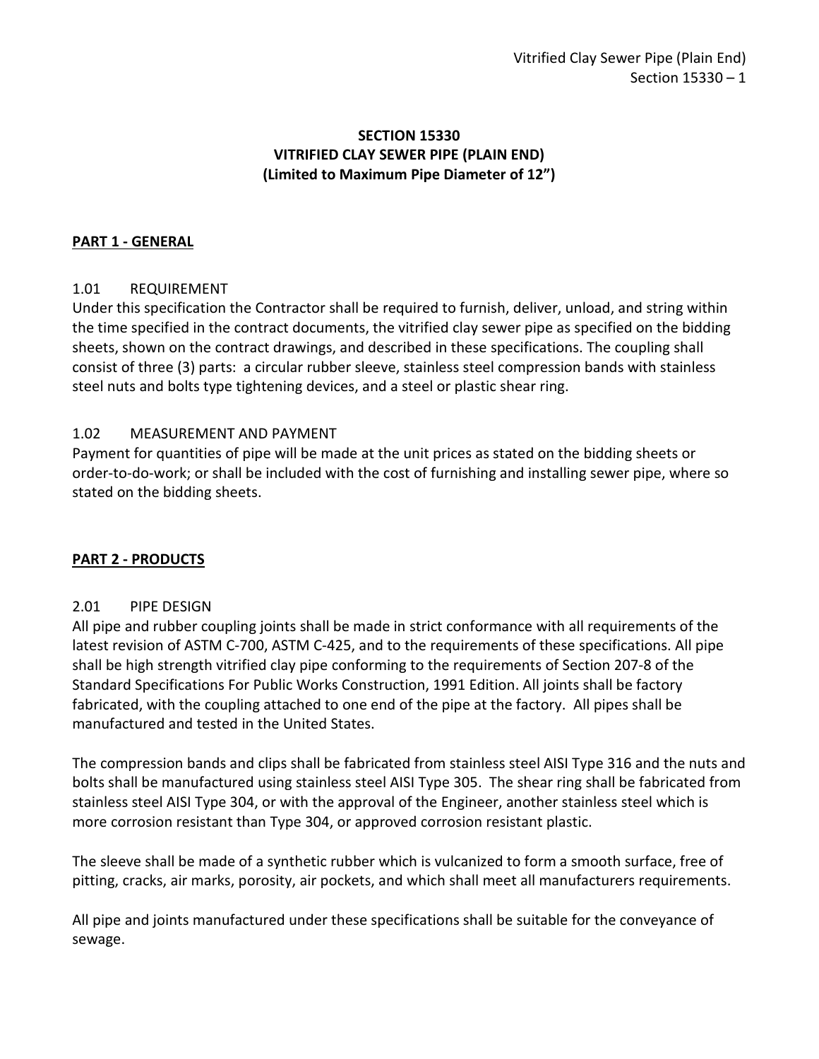# SECTION 15330
# VITRIFIED CLAY SEWER PIPE (PLAIN END)
# (Limited to Maximum Pipe Diameter of 12")

## PART 1 - GENERAL

### 1.01 REQUIREMENT

Under this specification the Contractor shall be required to furnish, deliver, unload, and string within the time specified in the contract documents, the vitrified clay sewer pipe as specified on the bidding sheets, shown on the contract drawings, and described in these specifications. The coupling shall consist of three (3) parts: a circular rubber sleeve, stainless steel compression bands with stainless steel nuts and bolts type tightening devices, and a steel or plastic shear ring.

### 1.02 MEASUREMENT AND PAYMENT

Payment for quantities of pipe will be made at the unit prices as stated on the bidding sheets or order-to-do-work; or shall be included with the cost of furnishing and installing sewer pipe, where so stated on the bidding sheets.

## PART 2 - PRODUCTS

### 2.01 PIPE DESIGN

All pipe and rubber coupling joints shall be made in strict conformance with all requirements of the latest revision of ASTM C-700, ASTM C-425, and to the requirements of these specifications. All pipe shall be high strength vitrified clay pipe conforming to the requirements of Section 207-8 of the Standard Specifications For Public Works Construction, 1991 Edition. All joints shall be factory fabricated, with the coupling attached to one end of the pipe at the factory. All pipes shall be manufactured and tested in the United States.

The compression bands and clips shall be fabricated from stainless steel AISI Type 316 and the nuts and bolts shall be manufactured using stainless steel AISI Type 305. The shear ring shall be fabricated from stainless steel AISI Type 304, or with the approval of the Engineer, another stainless steel which is more corrosion resistant than Type 304, or approved corrosion resistant plastic.

The sleeve shall be made of a synthetic rubber which is vulcanized to form a smooth surface, free of pitting, cracks, air marks, porosity, air pockets, and which shall meet all manufacturers requirements.

All pipe and joints manufactured under these specifications shall be suitable for the conveyance of sewage.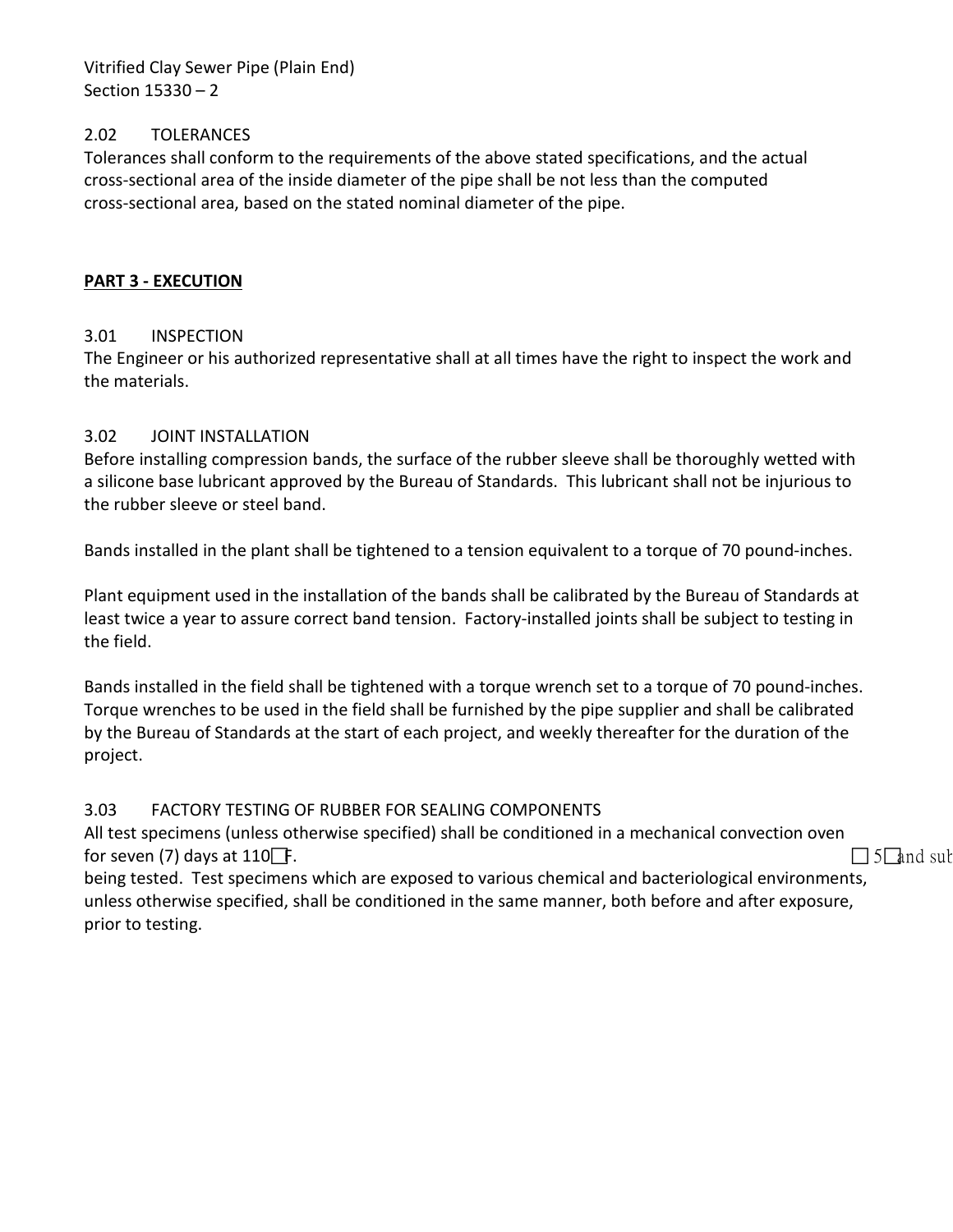### 2.02 TOLERANCES

Tolerances shall conform to the requirements of the above stated specifications, and the actual cross-sectional area of the inside diameter of the pipe shall be not less than the computed cross-sectional area, based on the stated nominal diameter of the pipe.

## PART 3 - EXECUTION

### 3.01 INSPECTION

The Engineer or his authorized representative shall at all times have the right to inspect the work and the materials.

### 3.02 JOINT INSTALLATION

Before installing compression bands, the surface of the rubber sleeve shall be thoroughly wetted with a silicone base lubricant approved by the Bureau of Standards. This lubricant shall not be injurious to the rubber sleeve or steel band.

Bands installed in the plant shall be tightened to a tension equivalent to a torque of 70 pound-inches.

Plant equipment used in the installation of the bands shall be calibrated by the Bureau of Standards at least twice a year to assure correct band tension. Factory-installed joints shall be subject to testing in the field.

Bands installed in the field shall be tightened with a torque wrench set to a torque of 70 pound-inches. Torque wrenches to be used in the field shall be furnished by the pipe supplier and shall be calibrated by the Bureau of Standards at the start of each project, and weekly thereafter for the duration of the project.

### 3.03 FACTORY TESTING OF RUBBER FOR SEALING COMPONENTS

All test specimens (unless otherwise specified) shall be conditioned in a mechanical convection oven for seven (7) days at 110□F. □5□and sub

being tested. Test specimens which are exposed to various chemical and bacteriological environments, unless otherwise specified, shall be conditioned in the same manner, both before and after exposure, prior to testing.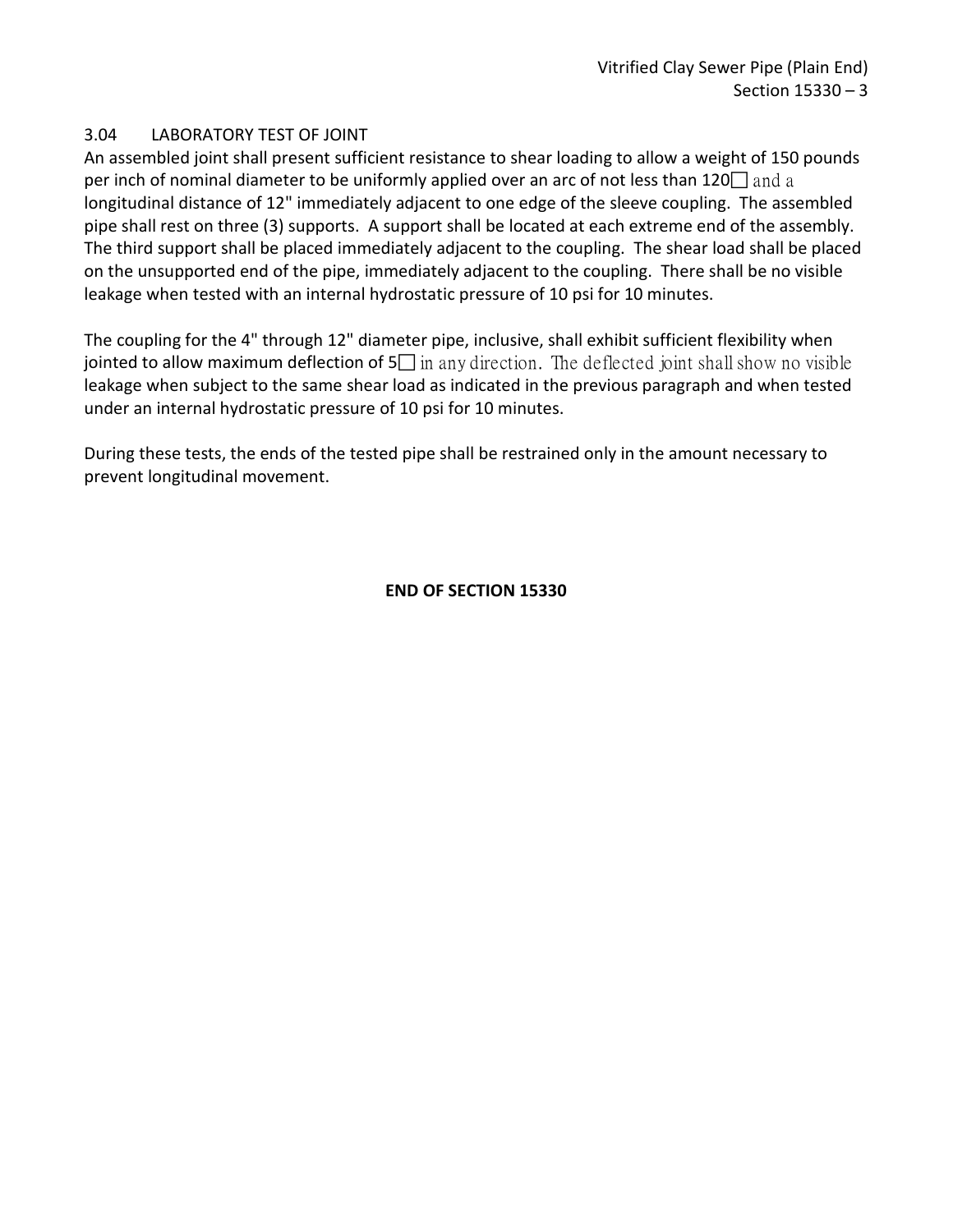### 3.04 LABORATORY TEST OF JOINT

An assembled joint shall present sufficient resistance to shear loading to allow a weight of 150 pounds per inch of nominal diameter to be uniformly applied over an arc of not less than 120° and a longitudinal distance of 12" immediately adjacent to one edge of the sleeve coupling. The assembled pipe shall rest on three (3) supports. A support shall be located at each extreme end of the assembly. The third support shall be placed immediately adjacent to the coupling. The shear load shall be placed on the unsupported end of the pipe, immediately adjacent to the coupling. There shall be no visible leakage when tested with an internal hydrostatic pressure of 10 psi for 10 minutes.

The coupling for the 4" through 12" diameter pipe, inclusive, shall exhibit sufficient flexibility when jointed to allow maximum deflection of 5° in any direction. The deflected joint shall show no visible leakage when subject to the same shear load as indicated in the previous paragraph and when tested under an internal hydrostatic pressure of 10 psi for 10 minutes.

During these tests, the ends of the tested pipe shall be restrained only in the amount necessary to prevent longitudinal movement.

**END OF SECTION 15330**